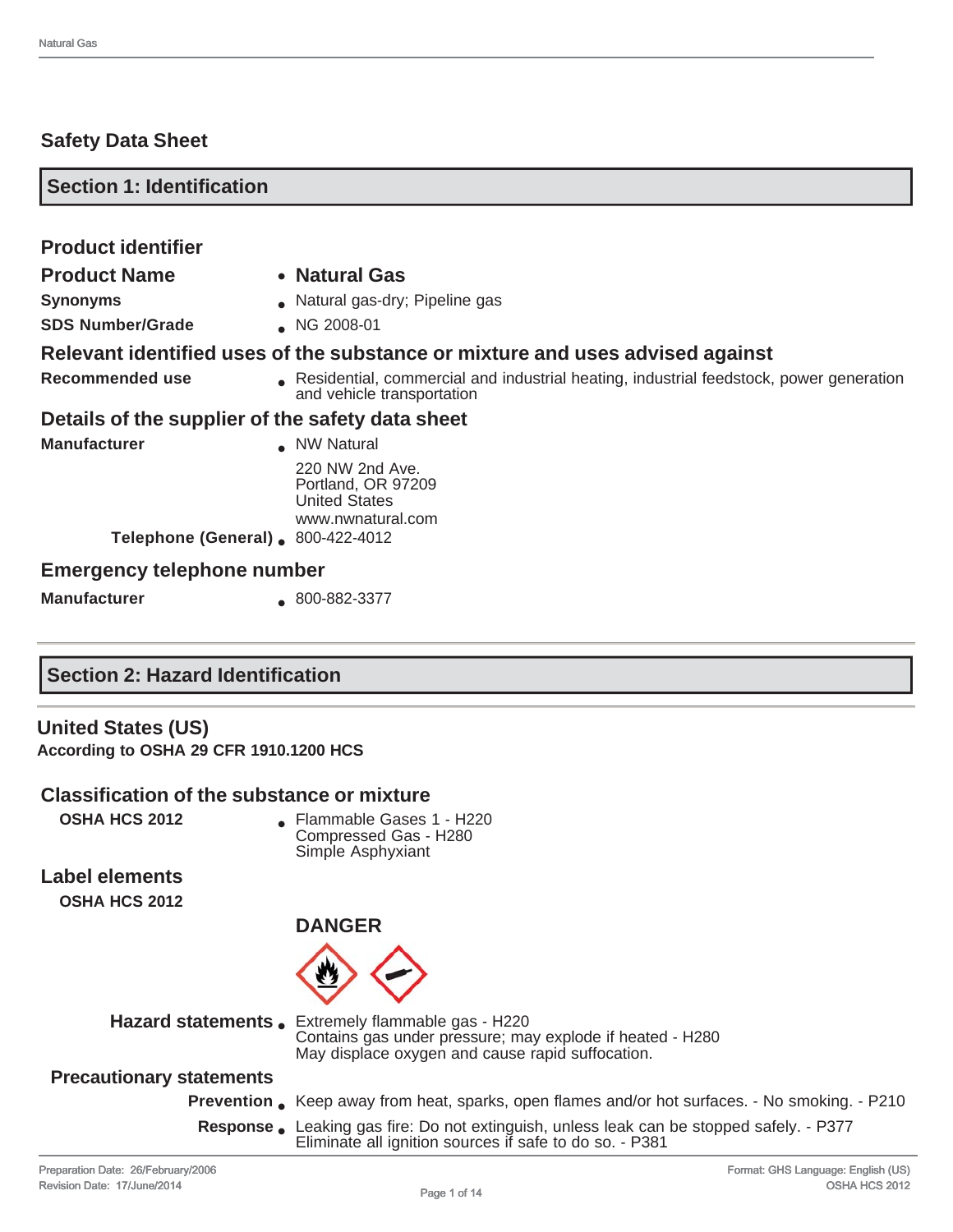# Safety Data Sheet

## Section 1: Identification

### Product identifier

**Product Name**
- **Natural Gas**

**Synonyms**
- Natural gas-dry; Pipeline gas

**SDS Number/Grade**
- NG 2008-01

### Relevant identified uses of the substance or mixture and uses advised against

**Recommended use**
- Residential, commercial and industrial heating, industrial feedstock, power generation and vehicle transportation

### Details of the supplier of the safety data sheet

**Manufacturer**
- NW Natural

  220 NW 2nd Ave.
  Portland, OR 97209
  United States
  www.nwnatural.com

**Telephone (General)**
- 800-422-4012

### Emergency telephone number

**Manufacturer**
- 800-882-3377

## Section 2: Hazard Identification

### United States (US)

**According to OSHA 29 CFR 1910.1200 HCS**

### Classification of the substance or mixture

**OSHA HCS 2012**
- Flammable Gases 1 - H220
  Compressed Gas - H280
  Simple Asphyxiant

### Label elements

**OSHA HCS 2012**

**DANGER**

**Hazard statements**
- Extremely flammable gas - H220
  Contains gas under pressure; may explode if heated - H280
  May displace oxygen and cause rapid suffocation.

**Precautionary statements**

**Prevention**
- Keep away from heat, sparks, open flames and/or hot surfaces. - No smoking. - P210

**Response**
- Leaking gas fire: Do not extinguish, unless leak can be stopped safely. - P377
  Eliminate all ignition sources if safe to do so. - P381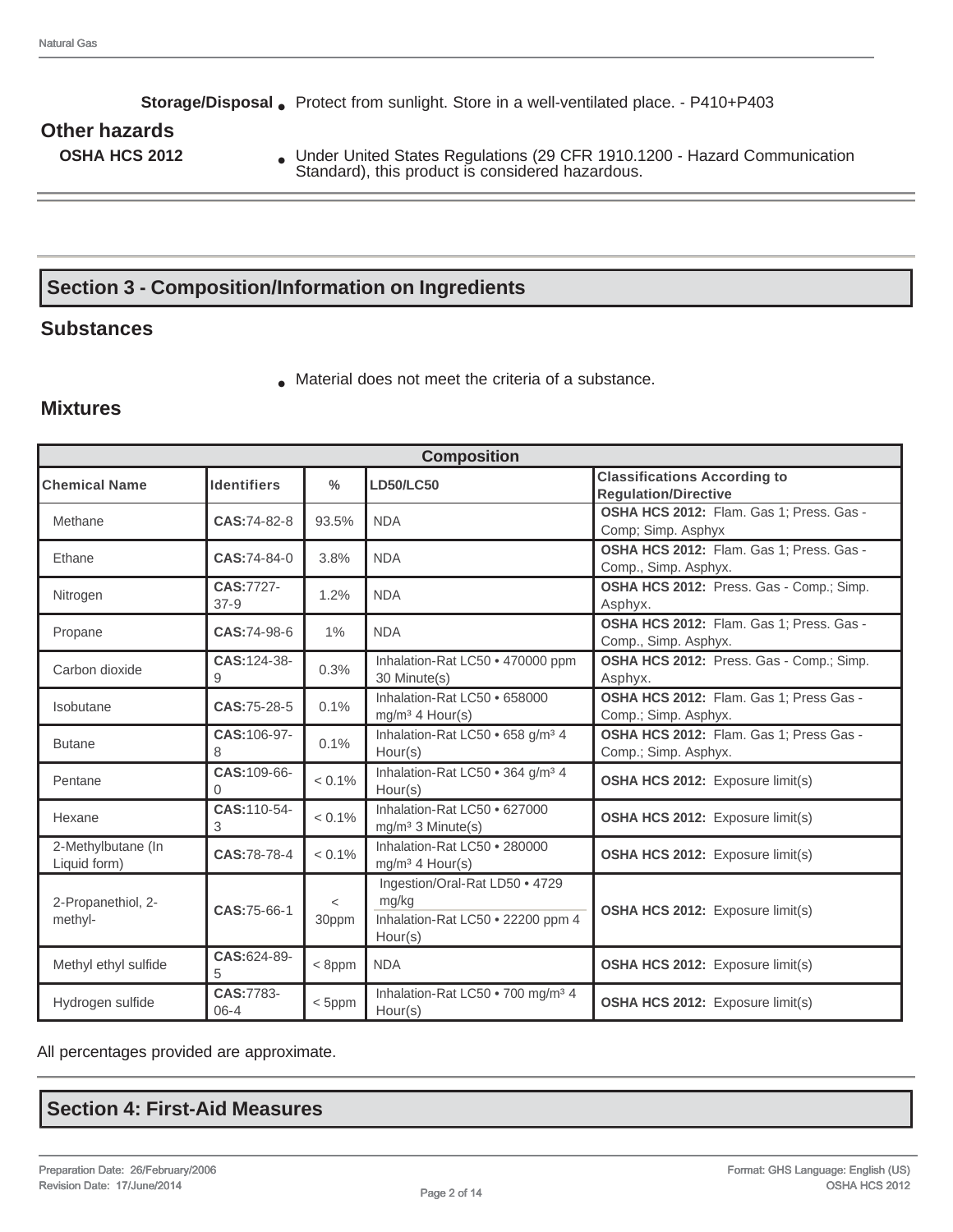**Storage/Disposal**
- Protect from sunlight. Store in a well-ventilated place. - P410+P403

### Other hazards

**OSHA HCS 2012**
- Under United States Regulations (29 CFR 1910.1200 - Hazard Communication Standard), this product is considered hazardous.

## Section 3 - Composition/Information on Ingredients

### Substances

- Material does not meet the criteria of a substance.

### Mixtures

| Composition | | | | |
|---|---|---|---|---|
| **Chemical Name** | **Identifiers** | **%** | **LD50/LC50** | **Classifications According to Regulation/Directive** |
| Methane | **CAS:**74-82-8 | 93.5% | NDA | **OSHA HCS 2012:** Flam. Gas 1; Press. Gas - Comp; Simp. Asphyx |
| Ethane | **CAS:**74-84-0 | 3.8% | NDA | **OSHA HCS 2012:** Flam. Gas 1; Press. Gas - Comp., Simp. Asphyx. |
| Nitrogen | **CAS:**7727-37-9 | 1.2% | NDA | **OSHA HCS 2012:** Press. Gas - Comp.; Simp. Asphyx. |
| Propane | **CAS:**74-98-6 | 1% | NDA | **OSHA HCS 2012:** Flam. Gas 1; Press. Gas - Comp., Simp. Asphyx. |
| Carbon dioxide | **CAS:**124-38-9 | 0.3% | Inhalation-Rat LC50 • 470000 ppm 30 Minute(s) | **OSHA HCS 2012:** Press. Gas - Comp.; Simp. Asphyx. |
| Isobutane | **CAS:**75-28-5 | 0.1% | Inhalation-Rat LC50 • 658000 mg/m³ 4 Hour(s) | **OSHA HCS 2012:** Flam. Gas 1; Press Gas - Comp.; Simp. Asphyx. |
| Butane | **CAS:**106-97-8 | 0.1% | Inhalation-Rat LC50 • 658 g/m³ 4 Hour(s) | **OSHA HCS 2012:** Flam. Gas 1; Press Gas - Comp.; Simp. Asphyx. |
| Pentane | **CAS:**109-66-0 | < 0.1% | Inhalation-Rat LC50 • 364 g/m³ 4 Hour(s) | **OSHA HCS 2012:** Exposure limit(s) |
| Hexane | **CAS:**110-54-3 | < 0.1% | Inhalation-Rat LC50 • 627000 mg/m³ 3 Minute(s) | **OSHA HCS 2012:** Exposure limit(s) |
| 2-Methylbutane (In Liquid form) | **CAS:**78-78-4 | < 0.1% | Inhalation-Rat LC50 • 280000 mg/m³ 4 Hour(s) | **OSHA HCS 2012:** Exposure limit(s) |
| 2-Propanethiol, 2-methyl- | **CAS:**75-66-1 | < 30ppm | Ingestion/Oral-Rat LD50 • 4729 mg/kg; Inhalation-Rat LC50 • 22200 ppm 4 Hour(s) | **OSHA HCS 2012:** Exposure limit(s) |
| Methyl ethyl sulfide | **CAS:**624-89-5 | < 8ppm | NDA | **OSHA HCS 2012:** Exposure limit(s) |
| Hydrogen sulfide | **CAS:**7783-06-4 | < 5ppm | Inhalation-Rat LC50 • 700 mg/m³ 4 Hour(s) | **OSHA HCS 2012:** Exposure limit(s) |

All percentages provided are approximate.

## Section 4: First-Aid Measures

Preparation Date: 26/February/2006
Revision Date: 17/June/2014

Format: GHS Language: English (US)
OSHA HCS 2012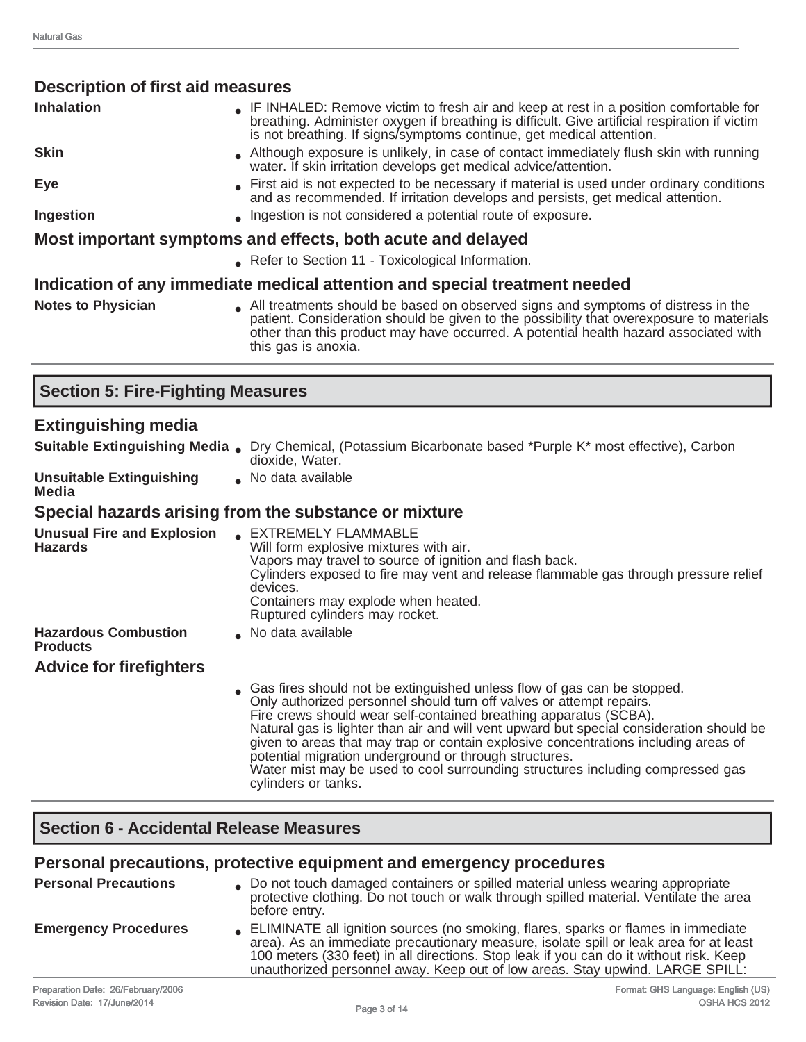### Description of first aid measures

| | |
|---|---|
| **Inhalation** | IF INHALED: Remove victim to fresh air and keep at rest in a position comfortable for breathing. Administer oxygen if breathing is difficult. Give artificial respiration if victim is not breathing. If signs/symptoms continue, get medical attention. |
| **Skin** | Although exposure is unlikely, in case of contact immediately flush skin with running water. If skin irritation develops get medical advice/attention. |
| **Eye** | First aid is not expected to be necessary if material is used under ordinary conditions and as recommended. If irritation develops and persists, get medical attention. |
| **Ingestion** | Ingestion is not considered a potential route of exposure. |

### Most important symptoms and effects, both acute and delayed

- Refer to Section 11 - Toxicological Information.

### Indication of any immediate medical attention and special treatment needed

| | |
|---|---|
| **Notes to Physician** | All treatments should be based on observed signs and symptoms of distress in the patient. Consideration should be given to the possibility that overexposure to materials other than this product may have occurred. A potential health hazard associated with this gas is anoxia. |

## Section 5: Fire-Fighting Measures

### Extinguishing media

| | |
|---|---|
| **Suitable Extinguishing Media** | Dry Chemical, (Potassium Bicarbonate based *Purple K* most effective), Carbon dioxide, Water. |
| **Unsuitable Extinguishing Media** | No data available |

### Special hazards arising from the substance or mixture

| | |
|---|---|
| **Unusual Fire and Explosion Hazards** | EXTREMELY FLAMMABLE<br>Will form explosive mixtures with air.<br>Vapors may travel to source of ignition and flash back.<br>Cylinders exposed to fire may vent and release flammable gas through pressure relief devices.<br>Containers may explode when heated.<br>Ruptured cylinders may rocket. |
| **Hazardous Combustion Products** | No data available |

### Advice for firefighters

- Gas fires should not be extinguished unless flow of gas can be stopped.
  Only authorized personnel should turn off valves or attempt repairs.
  Fire crews should wear self-contained breathing apparatus (SCBA).
  Natural gas is lighter than air and will vent upward but special consideration should be given to areas that may trap or contain explosive concentrations including areas of potential migration underground or through structures.
  Water mist may be used to cool surrounding structures including compressed gas cylinders or tanks.

## Section 6 - Accidental Release Measures

### Personal precautions, protective equipment and emergency procedures

| | |
|---|---|
| **Personal Precautions** | Do not touch damaged containers or spilled material unless wearing appropriate protective clothing. Do not touch or walk through spilled material. Ventilate the area before entry. |
| **Emergency Procedures** | ELIMINATE all ignition sources (no smoking, flares, sparks or flames in immediate area). As an immediate precautionary measure, isolate spill or leak area for at least 100 meters (330 feet) in all directions. Stop leak if you can do it without risk. Keep unauthorized personnel away. Keep out of low areas. Stay upwind. LARGE SPILL: |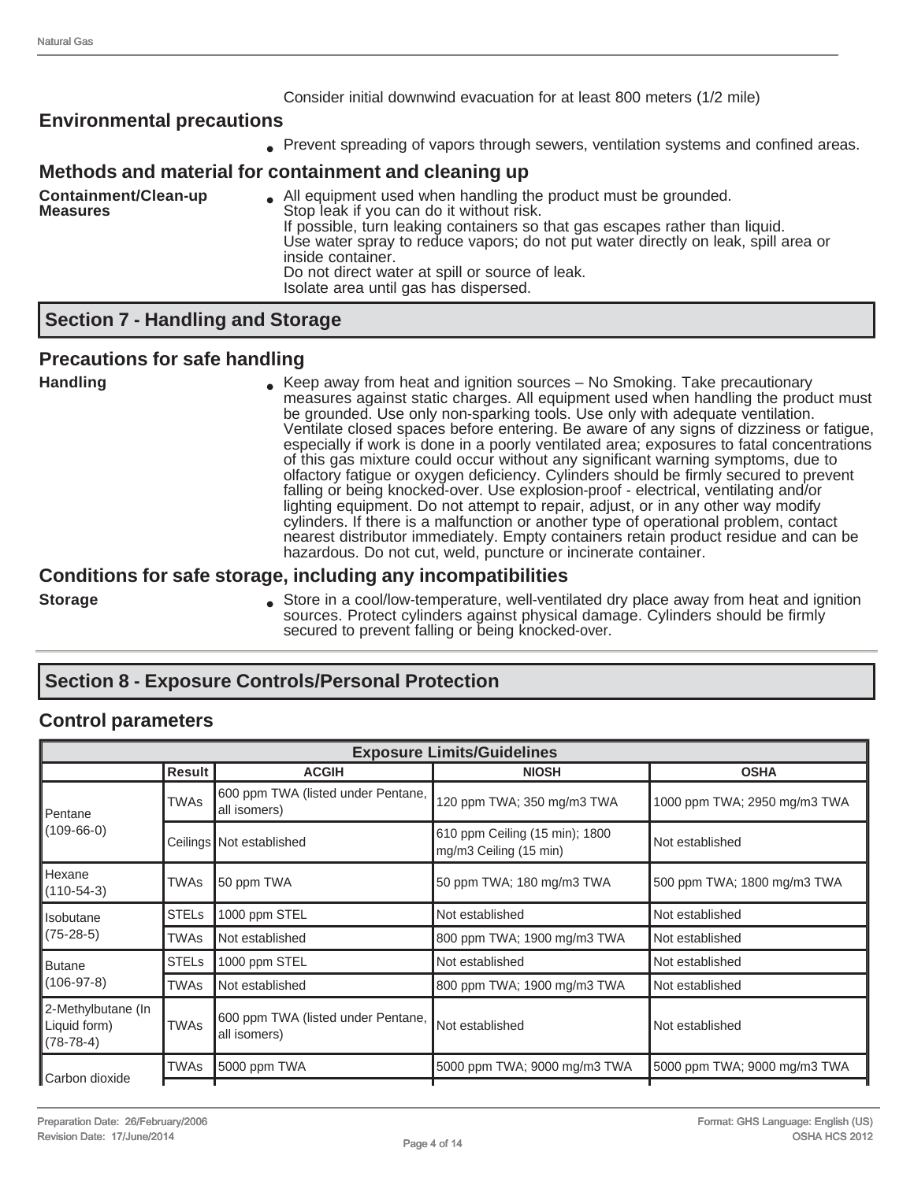Consider initial downwind evacuation for at least 800 meters (1/2 mile)

### Environmental precautions

- Prevent spreading of vapors through sewers, ventilation systems and confined areas.

### Methods and material for containment and cleaning up

**Containment/Clean-up Measures**

- All equipment used when handling the product must be grounded.
  Stop leak if you can do it without risk.
  If possible, turn leaking containers so that gas escapes rather than liquid.
  Use water spray to reduce vapors; do not put water directly on leak, spill area or inside container.
  Do not direct water at spill or source of leak.
  Isolate area until gas has dispersed.

## Section 7 - Handling and Storage

### Precautions for safe handling

**Handling**

- Keep away from heat and ignition sources – No Smoking. Take precautionary measures against static charges. All equipment used when handling the product must be grounded. Use only non-sparking tools. Use only with adequate ventilation. Ventilate closed spaces before entering. Be aware of any signs of dizziness or fatigue, especially if work is done in a poorly ventilated area; exposures to fatal concentrations of this gas mixture could occur without any significant warning symptoms, due to olfactory fatigue or oxygen deficiency. Cylinders should be firmly secured to prevent falling or being knocked-over. Use explosion-proof - electrical, ventilating and/or lighting equipment. Do not attempt to repair, adjust, or in any other way modify cylinders. If there is a malfunction or another type of operational problem, contact nearest distributor immediately. Empty containers retain product residue and can be hazardous. Do not cut, weld, puncture or incinerate container.

### Conditions for safe storage, including any incompatibilities

**Storage**

- Store in a cool/low-temperature, well-ventilated dry place away from heat and ignition sources. Protect cylinders against physical damage. Cylinders should be firmly secured to prevent falling or being knocked-over.

## Section 8 - Exposure Controls/Personal Protection

### Control parameters

| Exposure Limits/Guidelines | | | | |
|---|---|---|---|---|
| | Result | ACGIH | NIOSH | OSHA |
| Pentane (109-66-0) | TWAs | 600 ppm TWA (listed under Pentane, all isomers) | 120 ppm TWA; 350 mg/m3 TWA | 1000 ppm TWA; 2950 mg/m3 TWA |
| | Ceilings | Not established | 610 ppm Ceiling (15 min); 1800 mg/m3 Ceiling (15 min) | Not established |
| Hexane (110-54-3) | TWAs | 50 ppm TWA | 50 ppm TWA; 180 mg/m3 TWA | 500 ppm TWA; 1800 mg/m3 TWA |
| Isobutane (75-28-5) | STELs | 1000 ppm STEL | Not established | Not established |
| | TWAs | Not established | 800 ppm TWA; 1900 mg/m3 TWA | Not established |
| Butane (106-97-8) | STELs | 1000 ppm STEL | Not established | Not established |
| | TWAs | Not established | 800 ppm TWA; 1900 mg/m3 TWA | Not established |
| 2-Methylbutane (In Liquid form) (78-78-4) | TWAs | 600 ppm TWA (listed under Pentane, all isomers) | Not established | Not established |
| Carbon dioxide | TWAs | 5000 ppm TWA | 5000 ppm TWA; 9000 mg/m3 TWA | 5000 ppm TWA; 9000 mg/m3 TWA |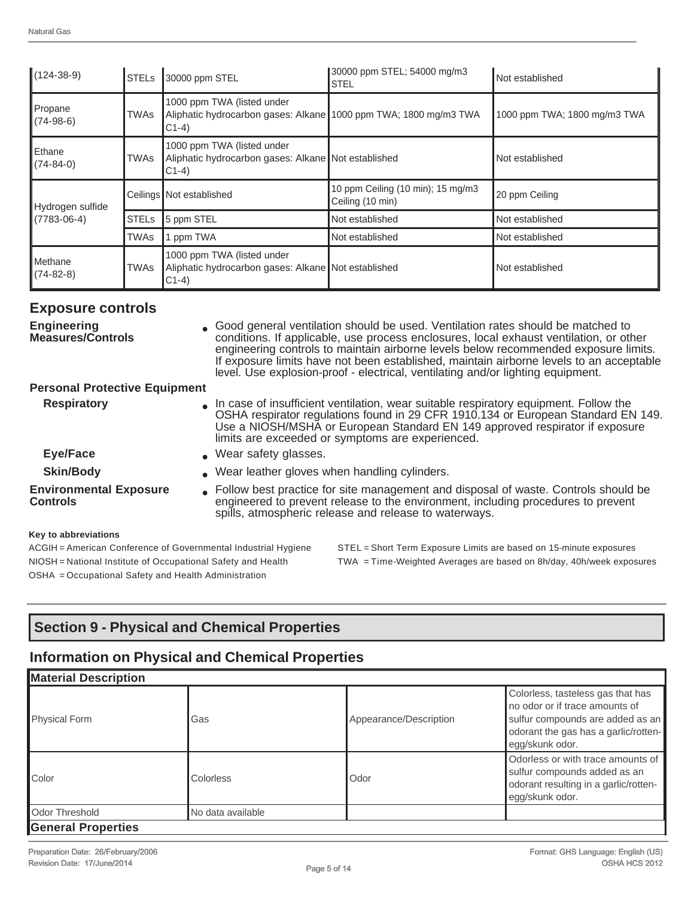| | | | | |
|---|---|---|---|---|
| (124-38-9) | STELs | 30000 ppm STEL | 30000 ppm STEL; 54000 mg/m3 STEL | Not established |
| Propane (74-98-6) | TWAs | 1000 ppm TWA (listed under Aliphatic hydrocarbon gases: Alkane C1-4) | 1000 ppm TWA; 1800 mg/m3 TWA | 1000 ppm TWA; 1800 mg/m3 TWA |
| Ethane (74-84-0) | TWAs | 1000 ppm TWA (listed under Aliphatic hydrocarbon gases: Alkane C1-4) | Not established | Not established |
| Hydrogen sulfide (7783-06-4) | Ceilings | Not established | 10 ppm Ceiling (10 min); 15 mg/m3 Ceiling (10 min) | 20 ppm Ceiling |
| | STELs | 5 ppm STEL | Not established | Not established |
| | TWAs | 1 ppm TWA | Not established | Not established |
| Methane (74-82-8) | TWAs | 1000 ppm TWA (listed under Aliphatic hydrocarbon gases: Alkane C1-4) | Not established | Not established |

## Exposure controls

**Engineering Measures/Controls**
- Good general ventilation should be used. Ventilation rates should be matched to conditions. If applicable, use process enclosures, local exhaust ventilation, or other engineering controls to maintain airborne levels below recommended exposure limits. If exposure limits have not been established, maintain airborne levels to an acceptable level. Use explosion-proof - electrical, ventilating and/or lighting equipment.

**Personal Protective Equipment**

**Respiratory**
- In case of insufficient ventilation, wear suitable respiratory equipment. Follow the OSHA respirator regulations found in 29 CFR 1910.134 or European Standard EN 149. Use a NIOSH/MSHA or European Standard EN 149 approved respirator if exposure limits are exceeded or symptoms are experienced.

**Eye/Face**
- Wear safety glasses.

**Skin/Body**
- Wear leather gloves when handling cylinders.

**Environmental Exposure Controls**
- Follow best practice for site management and disposal of waste. Controls should be engineered to prevent release to the environment, including procedures to prevent spills, atmospheric release and release to waterways.

**Key to abbreviations**

ACGIH = American Conference of Governmental Industrial Hygiene
NIOSH = National Institute of Occupational Safety and Health
OSHA = Occupational Safety and Health Administration
STEL = Short Term Exposure Limits are based on 15-minute exposures
TWA = Time-Weighted Averages are based on 8h/day, 40h/week exposures

## Section 9 - Physical and Chemical Properties

## Information on Physical and Chemical Properties

| **Material Description** | | | |
|---|---|---|---|
| Physical Form | Gas | Appearance/Description | Colorless, tasteless gas that has no odor or if trace amounts of sulfur compounds are added as an odorant the gas has a garlic/rotten-egg/skunk odor. |
| Color | Colorless | Odor | Odorless or with trace amounts of sulfur compounds added as an odorant resulting in a garlic/rotten-egg/skunk odor. |
| Odor Threshold | No data available | | |
| **General Properties** | | | |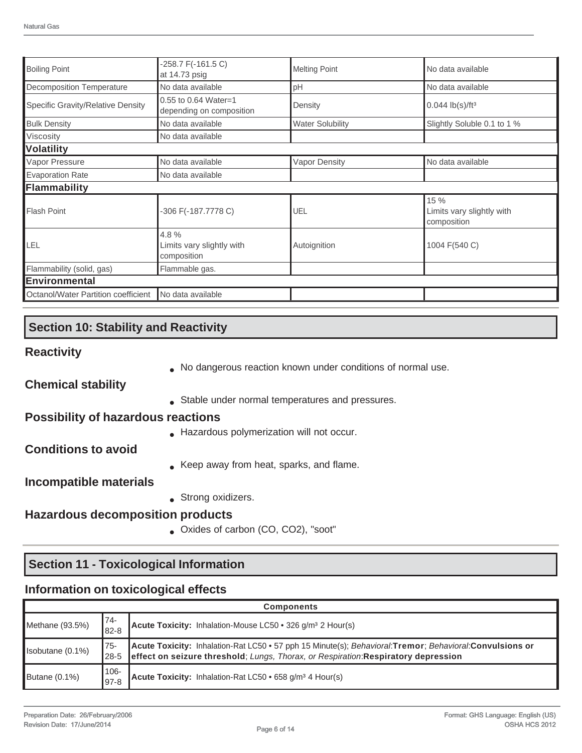| Boiling Point | -258.7 F(-161.5 C) at 14.73 psig | Melting Point | No data available |
|---|---|---|---|
| Decomposition Temperature | No data available | pH | No data available |
| Specific Gravity/Relative Density | 0.55 to 0.64 Water=1 depending on composition | Density | 0.044 lb(s)/ft³ |
| Bulk Density | No data available | Water Solubility | Slightly Soluble 0.1 to 1 % |
| Viscosity | No data available | | |
| **Volatility** | | | |
| Vapor Pressure | No data available | Vapor Density | No data available |
| Evaporation Rate | No data available | | |
| **Flammability** | | | |
| Flash Point | -306 F(-187.7778 C) | UEL | 15 % Limits vary slightly with composition |
| LEL | 4.8 % Limits vary slightly with composition | Autoignition | 1004 F(540 C) |
| Flammability (solid, gas) | Flammable gas. | | |
| **Environmental** | | | |
| Octanol/Water Partition coefficient | No data available | | |

## Section 10: Stability and Reactivity

### Reactivity

- No dangerous reaction known under conditions of normal use.

### Chemical stability

- Stable under normal temperatures and pressures.

### Possibility of hazardous reactions

- Hazardous polymerization will not occur.

### Conditions to avoid

- Keep away from heat, sparks, and flame.

### Incompatible materials

- Strong oxidizers.

### Hazardous decomposition products

- Oxides of carbon (CO, $CO_2$), "soot"

## Section 11 - Toxicological Information

### Information on toxicological effects

| Components | | |
|---|---|---|
| Methane (93.5%) | 74-82-8 | **Acute Toxicity:** Inhalation-Mouse LC50 • 326 g/m³ 2 Hour(s) |
| Isobutane (0.1%) | 75-28-5 | **Acute Toxicity:** Inhalation-Rat LC50 • 57 pph 15 Minute(s); *Behavioral*:**Tremor**; *Behavioral*:**Convulsions or effect on seizure threshold**; *Lungs, Thorax, or Respiration*:**Respiratory depression** |
| Butane (0.1%) | 106-97-8 | **Acute Toxicity:** Inhalation-Rat LC50 • 658 g/m³ 4 Hour(s) |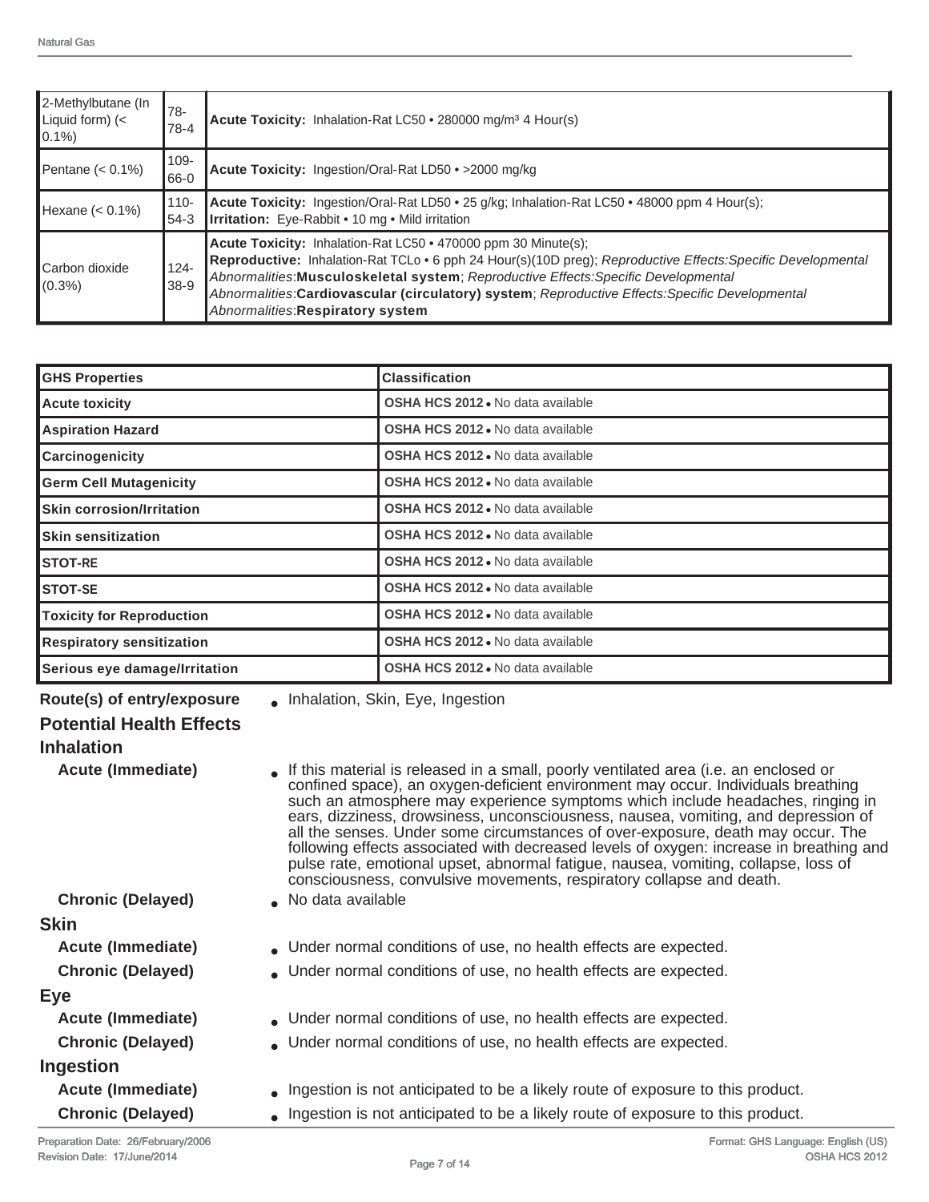| 2-Methylbutane (In Liquid form) (< 0.1%) | 78-78-4 | **Acute Toxicity:** Inhalation-Rat LC50 • 280000 mg/m³ 4 Hour(s) |
|---|---|---|
| Pentane (< 0.1%) | 109-66-0 | **Acute Toxicity:** Ingestion/Oral-Rat LD50 • >2000 mg/kg |
| Hexane (< 0.1%) | 110-54-3 | **Acute Toxicity:** Ingestion/Oral-Rat LD50 • 25 g/kg; Inhalation-Rat LC50 • 48000 ppm 4 Hour(s); **Irritation:** Eye-Rabbit • 10 mg • Mild irritation |
| Carbon dioxide (0.3%) | 124-38-9 | **Acute Toxicity:** Inhalation-Rat LC50 • 470000 ppm 30 Minute(s); **Reproductive:** Inhalation-Rat TCLo • 6 pph 24 Hour(s)(10D preg); *Reproductive Effects:Specific Developmental Abnormalities*:**Musculoskeletal system**; *Reproductive Effects:Specific Developmental Abnormalities*:**Cardiovascular (circulatory) system**; *Reproductive Effects:Specific Developmental Abnormalities*:**Respiratory system** |

| GHS Properties | Classification |
|---|---|
| **Acute toxicity** | **OSHA HCS 2012** • No data available |
| **Aspiration Hazard** | **OSHA HCS 2012** • No data available |
| **Carcinogenicity** | **OSHA HCS 2012** • No data available |
| **Germ Cell Mutagenicity** | **OSHA HCS 2012** • No data available |
| **Skin corrosion/Irritation** | **OSHA HCS 2012** • No data available |
| **Skin sensitization** | **OSHA HCS 2012** • No data available |
| **STOT-RE** | **OSHA HCS 2012** • No data available |
| **STOT-SE** | **OSHA HCS 2012** • No data available |
| **Toxicity for Reproduction** | **OSHA HCS 2012** • No data available |
| **Respiratory sensitization** | **OSHA HCS 2012** • No data available |
| **Serious eye damage/Irritation** | **OSHA HCS 2012** • No data available |

**Route(s) of entry/exposure**
- Inhalation, Skin, Eye, Ingestion

## Potential Health Effects

### Inhalation

**Acute (Immediate)**
- If this material is released in a small, poorly ventilated area (i.e. an enclosed or confined space), an oxygen-deficient environment may occur. Individuals breathing such an atmosphere may experience symptoms which include headaches, ringing in ears, dizziness, drowsiness, unconsciousness, nausea, vomiting, and depression of all the senses. Under some circumstances of over-exposure, death may occur. The following effects associated with decreased levels of oxygen: increase in breathing and pulse rate, emotional upset, abnormal fatigue, nausea, vomiting, collapse, loss of consciousness, convulsive movements, respiratory collapse and death.

**Chronic (Delayed)**
- No data available

### Skin

**Acute (Immediate)**
- Under normal conditions of use, no health effects are expected.

**Chronic (Delayed)**
- Under normal conditions of use, no health effects are expected.

### Eye

**Acute (Immediate)**
- Under normal conditions of use, no health effects are expected.

**Chronic (Delayed)**
- Under normal conditions of use, no health effects are expected.

### Ingestion

**Acute (Immediate)**
- Ingestion is not anticipated to be a likely route of exposure to this product.

**Chronic (Delayed)**
- Ingestion is not anticipated to be a likely route of exposure to this product.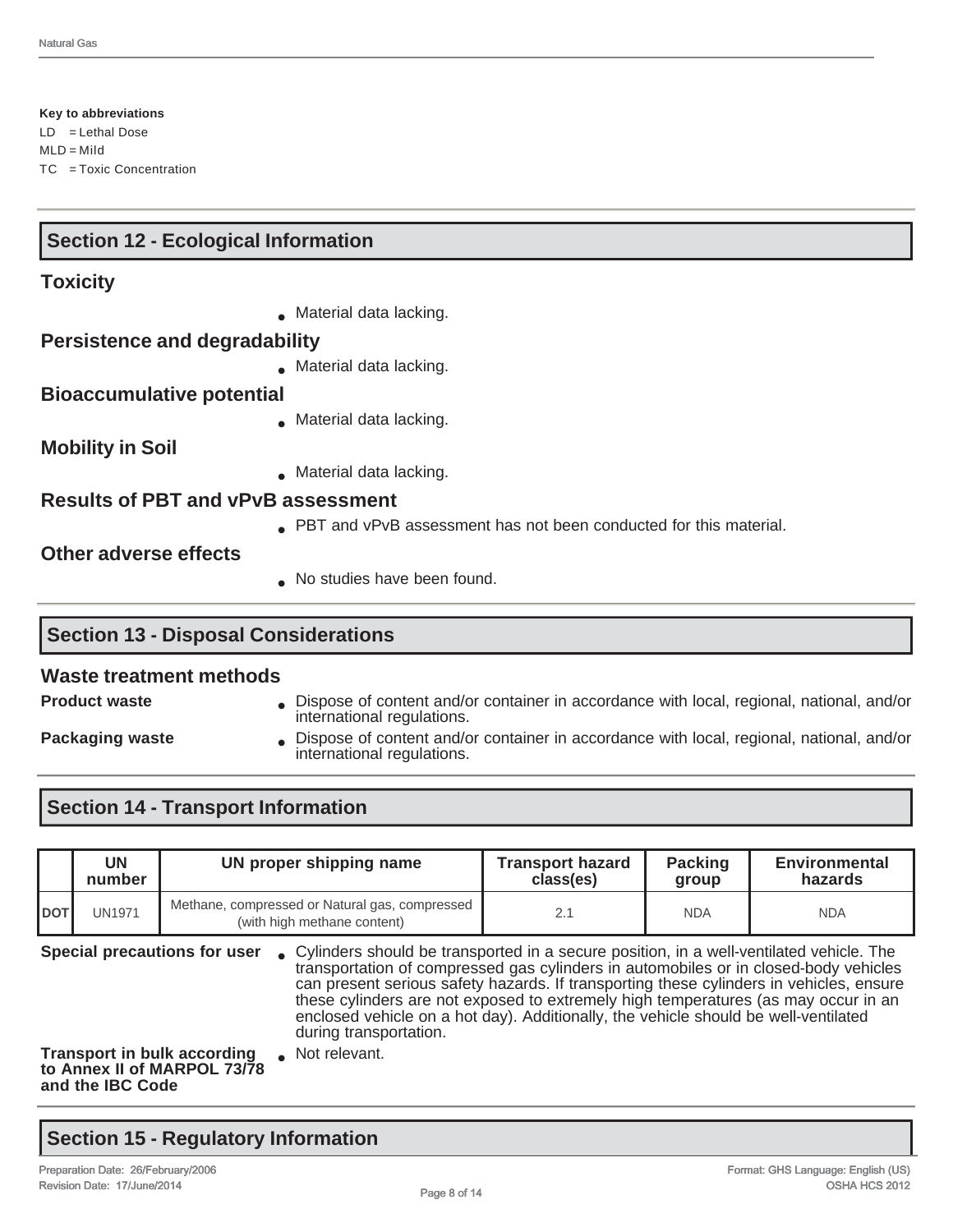**Key to abbreviations**

LD = Lethal Dose
MLD = Mild
TC = Toxic Concentration

## Section 12 - Ecological Information

### Toxicity

- Material data lacking.

### Persistence and degradability

- Material data lacking.

### Bioaccumulative potential

- Material data lacking.

### Mobility in Soil

- Material data lacking.

### Results of PBT and vPvB assessment

- PBT and vPvB assessment has not been conducted for this material.

### Other adverse effects

- No studies have been found.

## Section 13 - Disposal Considerations

### Waste treatment methods

**Product waste**

- Dispose of content and/or container in accordance with local, regional, national, and/or international regulations.

**Packaging waste**

- Dispose of content and/or container in accordance with local, regional, national, and/or international regulations.

## Section 14 - Transport Information

| | UN number | UN proper shipping name | Transport hazard class(es) | Packing group | Environmental hazards |
|---|---|---|---|---|---|
| DOT | UN1971 | Methane, compressed or Natural gas, compressed (with high methane content) | 2.1 | NDA | NDA |

**Special precautions for user**

- Cylinders should be transported in a secure position, in a well-ventilated vehicle. The transportation of compressed gas cylinders in automobiles or in closed-body vehicles can present serious safety hazards. If transporting these cylinders in vehicles, ensure these cylinders are not exposed to extremely high temperatures (as may occur in an enclosed vehicle on a hot day). Additionally, the vehicle should be well-ventilated during transportation.

**Transport in bulk according to Annex II of MARPOL 73/78 and the IBC Code**

- Not relevant.

## Section 15 - Regulatory Information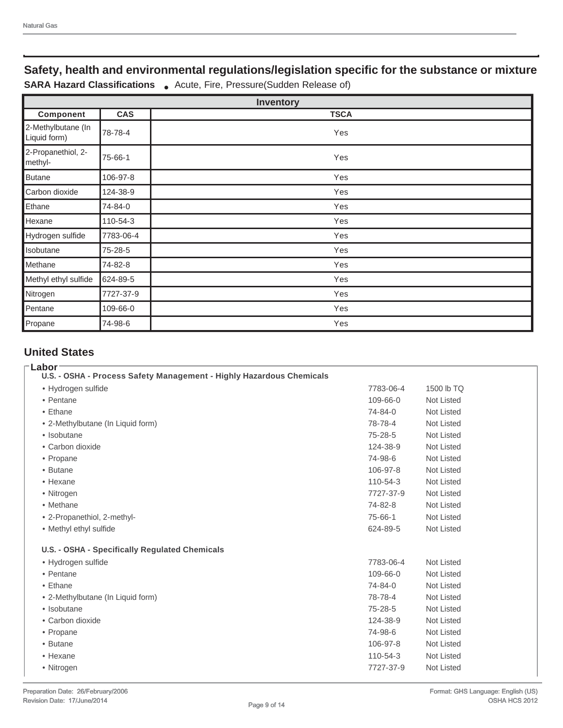## Safety, health and environmental regulations/legislation specific for the substance or mixture

**SARA Hazard Classifications** • Acute, Fire, Pressure(Sudden Release of)

| Inventory | | |
|---|---|---|
| **Component** | **CAS** | **TSCA** |
| 2-Methylbutane (In Liquid form) | 78-78-4 | Yes |
| 2-Propanethiol, 2-methyl- | 75-66-1 | Yes |
| Butane | 106-97-8 | Yes |
| Carbon dioxide | 124-38-9 | Yes |
| Ethane | 74-84-0 | Yes |
| Hexane | 110-54-3 | Yes |
| Hydrogen sulfide | 7783-06-4 | Yes |
| Isobutane | 75-28-5 | Yes |
| Methane | 74-82-8 | Yes |
| Methyl ethyl sulfide | 624-89-5 | Yes |
| Nitrogen | 7727-37-9 | Yes |
| Pentane | 109-66-0 | Yes |
| Propane | 74-98-6 | Yes |

## United States

### Labor

**U.S. - OSHA - Process Safety Management - Highly Hazardous Chemicals**

| | | |
|---|---|---|
| • Hydrogen sulfide | 7783-06-4 | 1500 lb TQ |
| • Pentane | 109-66-0 | Not Listed |
| • Ethane | 74-84-0 | Not Listed |
| • 2-Methylbutane (In Liquid form) | 78-78-4 | Not Listed |
| • Isobutane | 75-28-5 | Not Listed |
| • Carbon dioxide | 124-38-9 | Not Listed |
| • Propane | 74-98-6 | Not Listed |
| • Butane | 106-97-8 | Not Listed |
| • Hexane | 110-54-3 | Not Listed |
| • Nitrogen | 7727-37-9 | Not Listed |
| • Methane | 74-82-8 | Not Listed |
| • 2-Propanethiol, 2-methyl- | 75-66-1 | Not Listed |
| • Methyl ethyl sulfide | 624-89-5 | Not Listed |

**U.S. - OSHA - Specifically Regulated Chemicals**

| | | |
|---|---|---|
| • Hydrogen sulfide | 7783-06-4 | Not Listed |
| • Pentane | 109-66-0 | Not Listed |
| • Ethane | 74-84-0 | Not Listed |
| • 2-Methylbutane (In Liquid form) | 78-78-4 | Not Listed |
| • Isobutane | 75-28-5 | Not Listed |
| • Carbon dioxide | 124-38-9 | Not Listed |
| • Propane | 74-98-6 | Not Listed |
| • Butane | 106-97-8 | Not Listed |
| • Hexane | 110-54-3 | Not Listed |
| • Nitrogen | 7727-37-9 | Not Listed |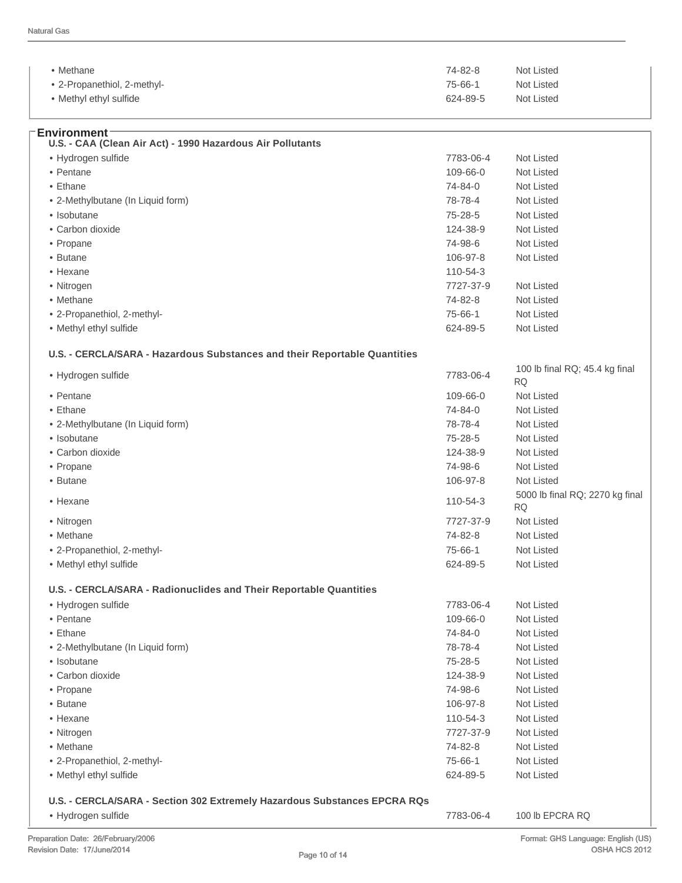| | | |
|---|---|---|
| • Methane | 74-82-8 | Not Listed |
| • 2-Propanethiol, 2-methyl- | 75-66-1 | Not Listed |
| • Methyl ethyl sulfide | 624-89-5 | Not Listed |

## Environment

### U.S. - CAA (Clean Air Act) - 1990 Hazardous Air Pollutants

| | | |
|---|---|---|
| • Hydrogen sulfide | 7783-06-4 | Not Listed |
| • Pentane | 109-66-0 | Not Listed |
| • Ethane | 74-84-0 | Not Listed |
| • 2-Methylbutane (In Liquid form) | 78-78-4 | Not Listed |
| • Isobutane | 75-28-5 | Not Listed |
| • Carbon dioxide | 124-38-9 | Not Listed |
| • Propane | 74-98-6 | Not Listed |
| • Butane | 106-97-8 | Not Listed |
| • Hexane | 110-54-3 | |
| • Nitrogen | 7727-37-9 | Not Listed |
| • Methane | 74-82-8 | Not Listed |
| • 2-Propanethiol, 2-methyl- | 75-66-1 | Not Listed |
| • Methyl ethyl sulfide | 624-89-5 | Not Listed |

### U.S. - CERCLA/SARA - Hazardous Substances and their Reportable Quantities

| | | |
|---|---|---|
| • Hydrogen sulfide | 7783-06-4 | 100 lb final RQ; 45.4 kg final RQ |
| • Pentane | 109-66-0 | Not Listed |
| • Ethane | 74-84-0 | Not Listed |
| • 2-Methylbutane (In Liquid form) | 78-78-4 | Not Listed |
| • Isobutane | 75-28-5 | Not Listed |
| • Carbon dioxide | 124-38-9 | Not Listed |
| • Propane | 74-98-6 | Not Listed |
| • Butane | 106-97-8 | Not Listed |
| • Hexane | 110-54-3 | 5000 lb final RQ; 2270 kg final RQ |
| • Nitrogen | 7727-37-9 | Not Listed |
| • Methane | 74-82-8 | Not Listed |
| • 2-Propanethiol, 2-methyl- | 75-66-1 | Not Listed |
| • Methyl ethyl sulfide | 624-89-5 | Not Listed |

### U.S. - CERCLA/SARA - Radionuclides and Their Reportable Quantities

| | | |
|---|---|---|
| • Hydrogen sulfide | 7783-06-4 | Not Listed |
| • Pentane | 109-66-0 | Not Listed |
| • Ethane | 74-84-0 | Not Listed |
| • 2-Methylbutane (In Liquid form) | 78-78-4 | Not Listed |
| • Isobutane | 75-28-5 | Not Listed |
| • Carbon dioxide | 124-38-9 | Not Listed |
| • Propane | 74-98-6 | Not Listed |
| • Butane | 106-97-8 | Not Listed |
| • Hexane | 110-54-3 | Not Listed |
| • Nitrogen | 7727-37-9 | Not Listed |
| • Methane | 74-82-8 | Not Listed |
| • 2-Propanethiol, 2-methyl- | 75-66-1 | Not Listed |
| • Methyl ethyl sulfide | 624-89-5 | Not Listed |

### U.S. - CERCLA/SARA - Section 302 Extremely Hazardous Substances EPCRA RQs

| | | |
|---|---|---|
| • Hydrogen sulfide | 7783-06-4 | 100 lb EPCRA RQ |

Preparation Date: 26/February/2006
Revision Date: 17/June/2014

Format: GHS Language: English (US)
OSHA HCS 2012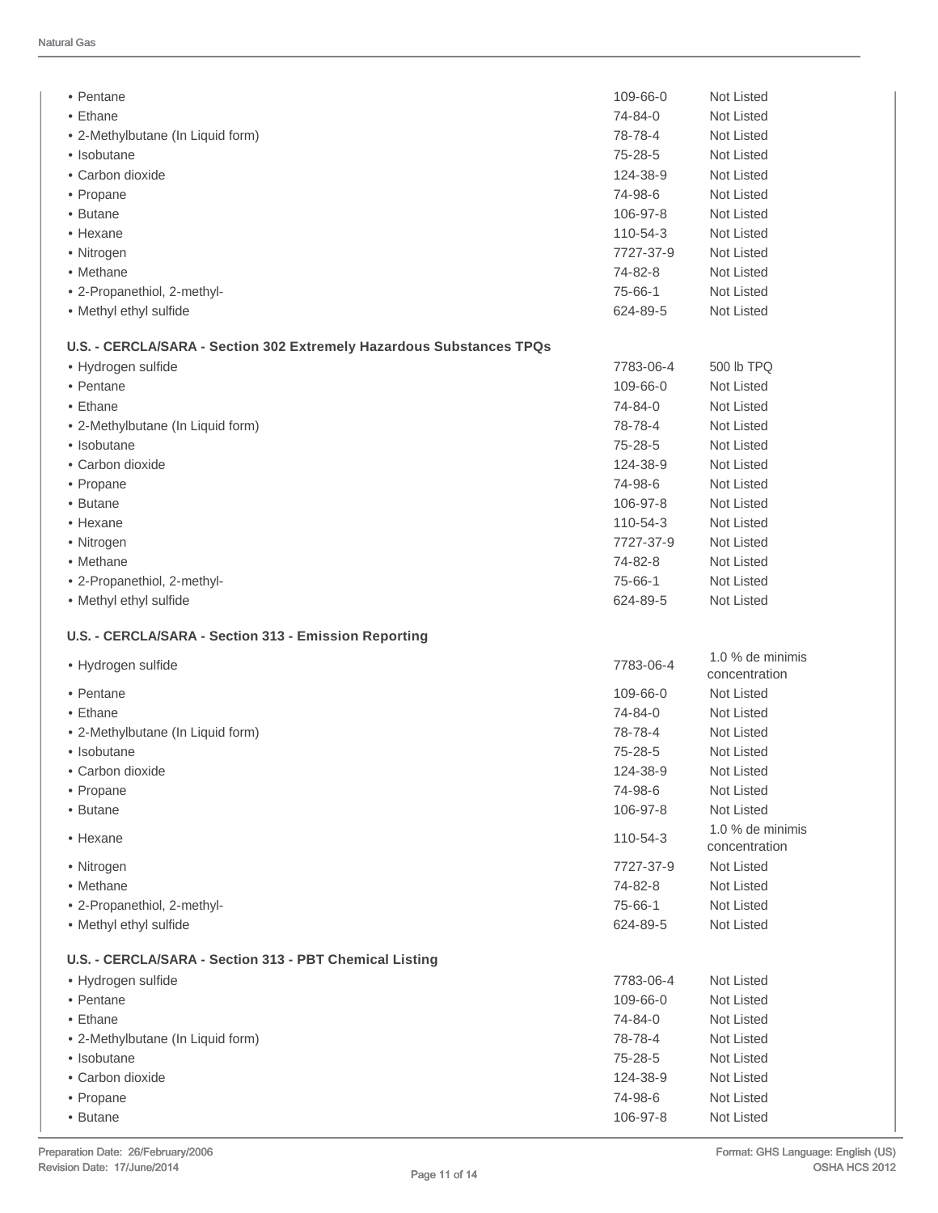| | | |
|---|---|---|
| • Pentane | 109-66-0 | Not Listed |
| • Ethane | 74-84-0 | Not Listed |
| • 2-Methylbutane (In Liquid form) | 78-78-4 | Not Listed |
| • Isobutane | 75-28-5 | Not Listed |
| • Carbon dioxide | 124-38-9 | Not Listed |
| • Propane | 74-98-6 | Not Listed |
| • Butane | 106-97-8 | Not Listed |
| • Hexane | 110-54-3 | Not Listed |
| • Nitrogen | 7727-37-9 | Not Listed |
| • Methane | 74-82-8 | Not Listed |
| • 2-Propanethiol, 2-methyl- | 75-66-1 | Not Listed |
| • Methyl ethyl sulfide | 624-89-5 | Not Listed |

**U.S. - CERCLA/SARA - Section 302 Extremely Hazardous Substances TPQs**

| | | |
|---|---|---|
| • Hydrogen sulfide | 7783-06-4 | 500 lb TPQ |
| • Pentane | 109-66-0 | Not Listed |
| • Ethane | 74-84-0 | Not Listed |
| • 2-Methylbutane (In Liquid form) | 78-78-4 | Not Listed |
| • Isobutane | 75-28-5 | Not Listed |
| • Carbon dioxide | 124-38-9 | Not Listed |
| • Propane | 74-98-6 | Not Listed |
| • Butane | 106-97-8 | Not Listed |
| • Hexane | 110-54-3 | Not Listed |
| • Nitrogen | 7727-37-9 | Not Listed |
| • Methane | 74-82-8 | Not Listed |
| • 2-Propanethiol, 2-methyl- | 75-66-1 | Not Listed |
| • Methyl ethyl sulfide | 624-89-5 | Not Listed |

**U.S. - CERCLA/SARA - Section 313 - Emission Reporting**

| | | |
|---|---|---|
| • Hydrogen sulfide | 7783-06-4 | 1.0 % de minimis concentration |
| • Pentane | 109-66-0 | Not Listed |
| • Ethane | 74-84-0 | Not Listed |
| • 2-Methylbutane (In Liquid form) | 78-78-4 | Not Listed |
| • Isobutane | 75-28-5 | Not Listed |
| • Carbon dioxide | 124-38-9 | Not Listed |
| • Propane | 74-98-6 | Not Listed |
| • Butane | 106-97-8 | Not Listed |
| • Hexane | 110-54-3 | 1.0 % de minimis concentration |
| • Nitrogen | 7727-37-9 | Not Listed |
| • Methane | 74-82-8 | Not Listed |
| • 2-Propanethiol, 2-methyl- | 75-66-1 | Not Listed |
| • Methyl ethyl sulfide | 624-89-5 | Not Listed |

**U.S. - CERCLA/SARA - Section 313 - PBT Chemical Listing**

| | | |
|---|---|---|
| • Hydrogen sulfide | 7783-06-4 | Not Listed |
| • Pentane | 109-66-0 | Not Listed |
| • Ethane | 74-84-0 | Not Listed |
| • 2-Methylbutane (In Liquid form) | 78-78-4 | Not Listed |
| • Isobutane | 75-28-5 | Not Listed |
| • Carbon dioxide | 124-38-9 | Not Listed |
| • Propane | 74-98-6 | Not Listed |
| • Butane | 106-97-8 | Not Listed |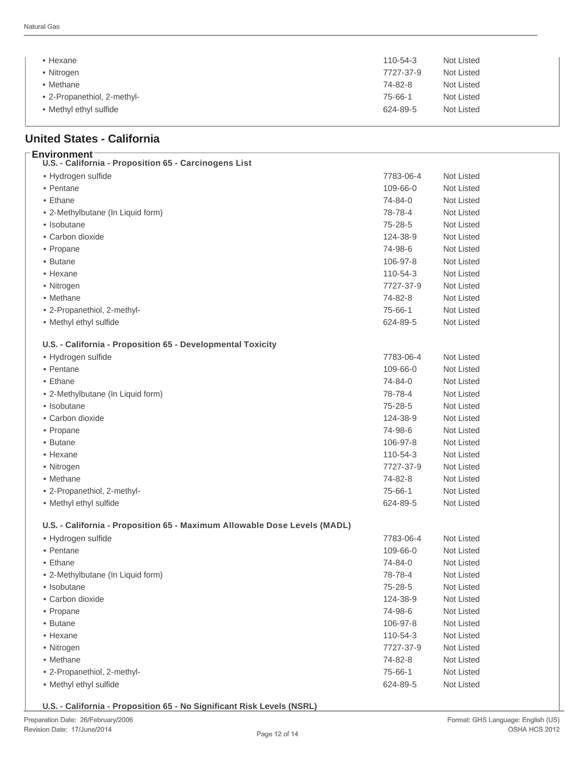| | | |
|---|---|---|
| • Hexane | 110-54-3 | Not Listed |
| • Nitrogen | 7727-37-9 | Not Listed |
| • Methane | 74-82-8 | Not Listed |
| • 2-Propanethiol, 2-methyl- | 75-66-1 | Not Listed |
| • Methyl ethyl sulfide | 624-89-5 | Not Listed |

## United States - California

### Environment

**U.S. - California - Proposition 65 - Carcinogens List**

| | | |
|---|---|---|
| • Hydrogen sulfide | 7783-06-4 | Not Listed |
| • Pentane | 109-66-0 | Not Listed |
| • Ethane | 74-84-0 | Not Listed |
| • 2-Methylbutane (In Liquid form) | 78-78-4 | Not Listed |
| • Isobutane | 75-28-5 | Not Listed |
| • Carbon dioxide | 124-38-9 | Not Listed |
| • Propane | 74-98-6 | Not Listed |
| • Butane | 106-97-8 | Not Listed |
| • Hexane | 110-54-3 | Not Listed |
| • Nitrogen | 7727-37-9 | Not Listed |
| • Methane | 74-82-8 | Not Listed |
| • 2-Propanethiol, 2-methyl- | 75-66-1 | Not Listed |
| • Methyl ethyl sulfide | 624-89-5 | Not Listed |

**U.S. - California - Proposition 65 - Developmental Toxicity**

| | | |
|---|---|---|
| • Hydrogen sulfide | 7783-06-4 | Not Listed |
| • Pentane | 109-66-0 | Not Listed |
| • Ethane | 74-84-0 | Not Listed |
| • 2-Methylbutane (In Liquid form) | 78-78-4 | Not Listed |
| • Isobutane | 75-28-5 | Not Listed |
| • Carbon dioxide | 124-38-9 | Not Listed |
| • Propane | 74-98-6 | Not Listed |
| • Butane | 106-97-8 | Not Listed |
| • Hexane | 110-54-3 | Not Listed |
| • Nitrogen | 7727-37-9 | Not Listed |
| • Methane | 74-82-8 | Not Listed |
| • 2-Propanethiol, 2-methyl- | 75-66-1 | Not Listed |
| • Methyl ethyl sulfide | 624-89-5 | Not Listed |

**U.S. - California - Proposition 65 - Maximum Allowable Dose Levels (MADL)**

| | | |
|---|---|---|
| • Hydrogen sulfide | 7783-06-4 | Not Listed |
| • Pentane | 109-66-0 | Not Listed |
| • Ethane | 74-84-0 | Not Listed |
| • 2-Methylbutane (In Liquid form) | 78-78-4 | Not Listed |
| • Isobutane | 75-28-5 | Not Listed |
| • Carbon dioxide | 124-38-9 | Not Listed |
| • Propane | 74-98-6 | Not Listed |
| • Butane | 106-97-8 | Not Listed |
| • Hexane | 110-54-3 | Not Listed |
| • Nitrogen | 7727-37-9 | Not Listed |
| • Methane | 74-82-8 | Not Listed |
| • 2-Propanethiol, 2-methyl- | 75-66-1 | Not Listed |
| • Methyl ethyl sulfide | 624-89-5 | Not Listed |

**U.S. - California - Proposition 65 - No Significant Risk Levels (NSRL)**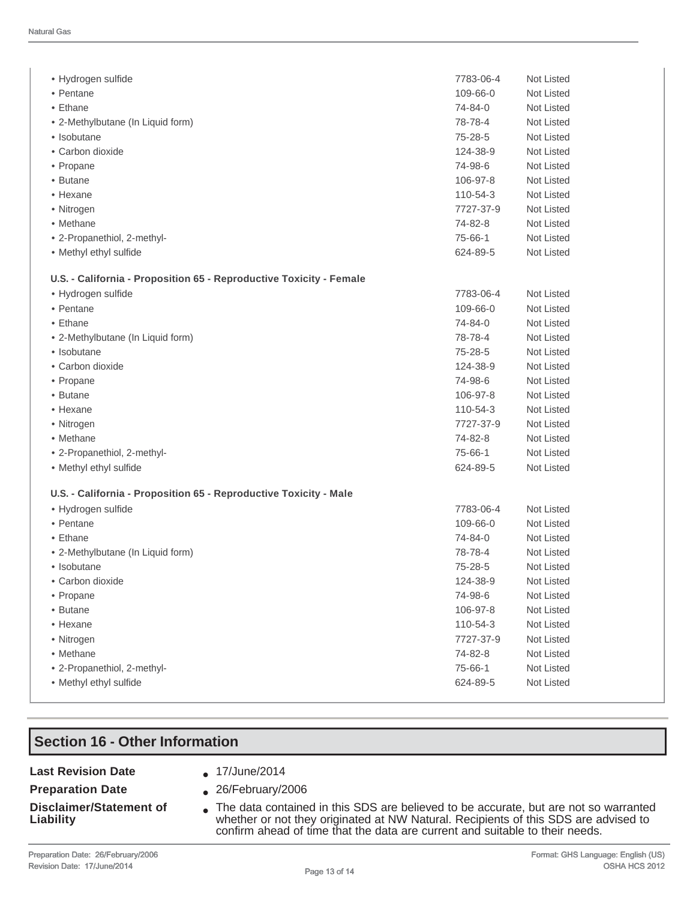| | | |
|---|---|---|
| • Hydrogen sulfide | 7783-06-4 | Not Listed |
| • Pentane | 109-66-0 | Not Listed |
| • Ethane | 74-84-0 | Not Listed |
| • 2-Methylbutane (In Liquid form) | 78-78-4 | Not Listed |
| • Isobutane | 75-28-5 | Not Listed |
| • Carbon dioxide | 124-38-9 | Not Listed |
| • Propane | 74-98-6 | Not Listed |
| • Butane | 106-97-8 | Not Listed |
| • Hexane | 110-54-3 | Not Listed |
| • Nitrogen | 7727-37-9 | Not Listed |
| • Methane | 74-82-8 | Not Listed |
| • 2-Propanethiol, 2-methyl- | 75-66-1 | Not Listed |
| • Methyl ethyl sulfide | 624-89-5 | Not Listed |
| **U.S. - California - Proposition 65 - Reproductive Toxicity - Female** | | |
| • Hydrogen sulfide | 7783-06-4 | Not Listed |
| • Pentane | 109-66-0 | Not Listed |
| • Ethane | 74-84-0 | Not Listed |
| • 2-Methylbutane (In Liquid form) | 78-78-4 | Not Listed |
| • Isobutane | 75-28-5 | Not Listed |
| • Carbon dioxide | 124-38-9 | Not Listed |
| • Propane | 74-98-6 | Not Listed |
| • Butane | 106-97-8 | Not Listed |
| • Hexane | 110-54-3 | Not Listed |
| • Nitrogen | 7727-37-9 | Not Listed |
| • Methane | 74-82-8 | Not Listed |
| • 2-Propanethiol, 2-methyl- | 75-66-1 | Not Listed |
| • Methyl ethyl sulfide | 624-89-5 | Not Listed |
| **U.S. - California - Proposition 65 - Reproductive Toxicity - Male** | | |
| • Hydrogen sulfide | 7783-06-4 | Not Listed |
| • Pentane | 109-66-0 | Not Listed |
| • Ethane | 74-84-0 | Not Listed |
| • 2-Methylbutane (In Liquid form) | 78-78-4 | Not Listed |
| • Isobutane | 75-28-5 | Not Listed |
| • Carbon dioxide | 124-38-9 | Not Listed |
| • Propane | 74-98-6 | Not Listed |
| • Butane | 106-97-8 | Not Listed |
| • Hexane | 110-54-3 | Not Listed |
| • Nitrogen | 7727-37-9 | Not Listed |
| • Methane | 74-82-8 | Not Listed |
| • 2-Propanethiol, 2-methyl- | 75-66-1 | Not Listed |
| • Methyl ethyl sulfide | 624-89-5 | Not Listed |

## Section 16 - Other Information

**Last Revision Date**
- 17/June/2014

**Preparation Date**
- 26/February/2006

**Disclaimer/Statement of Liability**
- The data contained in this SDS are believed to be accurate, but are not so warranted whether or not they originated at NW Natural. Recipients of this SDS are advised to confirm ahead of time that the data are current and suitable to their needs.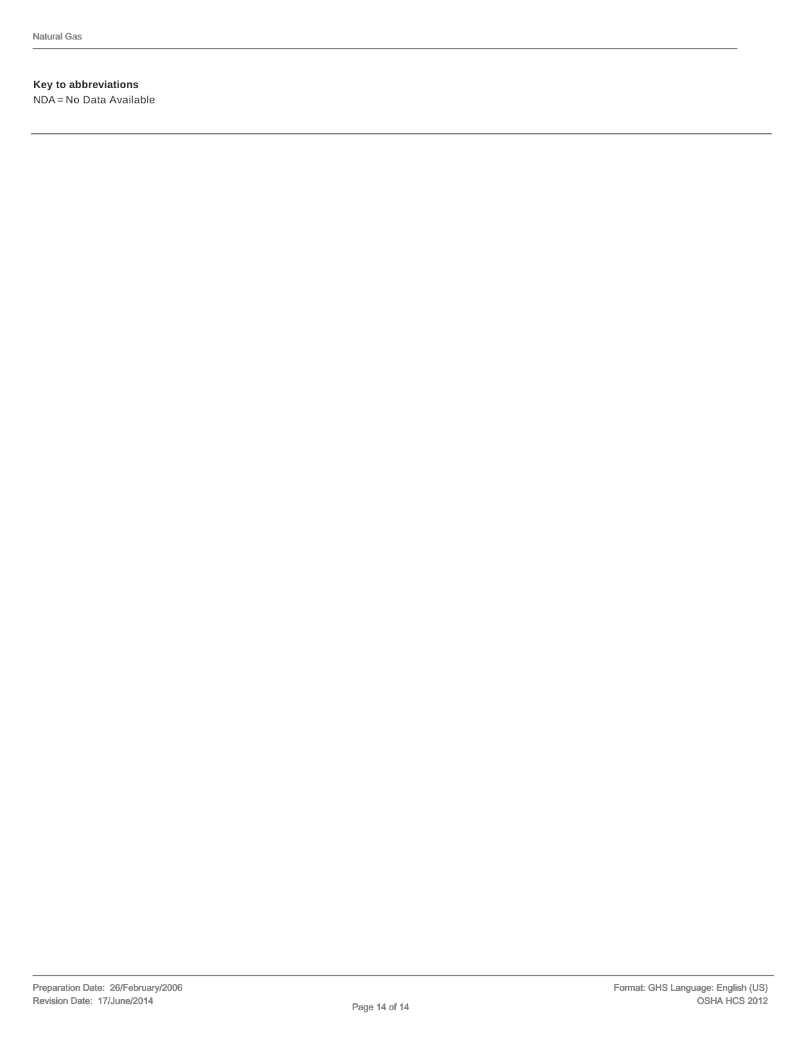**Key to abbreviations**

NDA = No Data Available